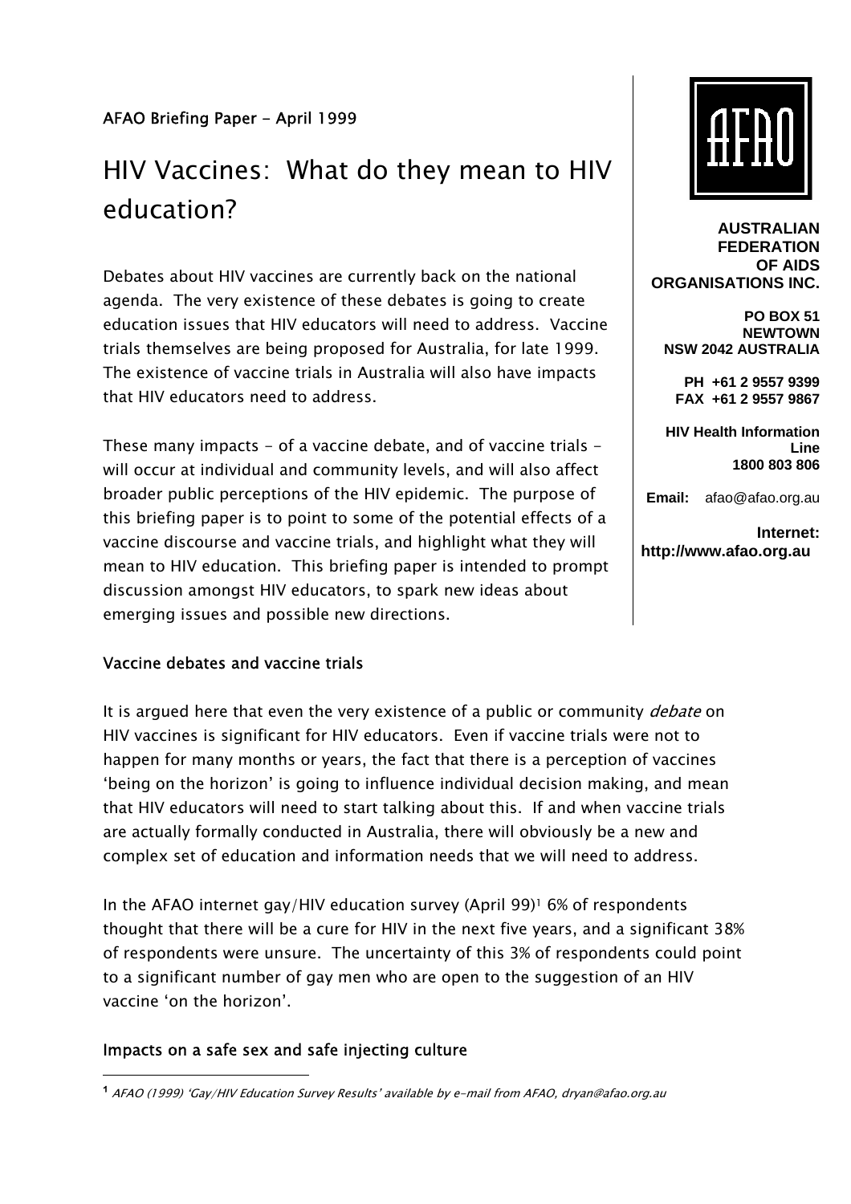AFAO Briefing Paper - April 1999

# HIV Vaccines: What do they mean to HIV education?

**AUSTRALIAN FEDERATION OF AIDS ORGANISATIONS INC.**

**PO BOX 51**
**NEWTOWN**
**NSW 2042 AUSTRALIA**

**PH +61 2 9557 9399**
**FAX +61 2 9557 9867**

**HIV Health Information Line**
**1800 803 806**

**Email:** afao@afao.org.au

**Internet:** **http://www.afao.org.au**

Debates about HIV vaccines are currently back on the national agenda. The very existence of these debates is going to create education issues that HIV educators will need to address. Vaccine trials themselves are being proposed for Australia, for late 1999. The existence of vaccine trials in Australia will also have impacts that HIV educators need to address.

These many impacts - of a vaccine debate, and of vaccine trials - will occur at individual and community levels, and will also affect broader public perceptions of the HIV epidemic. The purpose of this briefing paper is to point to some of the potential effects of a vaccine discourse and vaccine trials, and highlight what they will mean to HIV education. This briefing paper is intended to prompt discussion amongst HIV educators, to spark new ideas about emerging issues and possible new directions.

## Vaccine debates and vaccine trials

It is argued here that even the very existence of a public or community *debate* on HIV vaccines is significant for HIV educators. Even if vaccine trials were not to happen for many months or years, the fact that there is a perception of vaccines 'being on the horizon' is going to influence individual decision making, and mean that HIV educators will need to start talking about this. If and when vaccine trials are actually formally conducted in Australia, there will obviously be a new and complex set of education and information needs that we will need to address.

In the AFAO internet gay/HIV education survey (April 99)[1] 6% of respondents thought that there will be a cure for HIV in the next five years, and a significant 38% of respondents were unsure. The uncertainty of this 3% of respondents could point to a significant number of gay men who are open to the suggestion of an HIV vaccine 'on the horizon'.

## Impacts on a safe sex and safe injecting culture

[1] *AFAO (1999) 'Gay/HIV Education Survey Results' available by e-mail from AFAO, dryan@afao.org.au*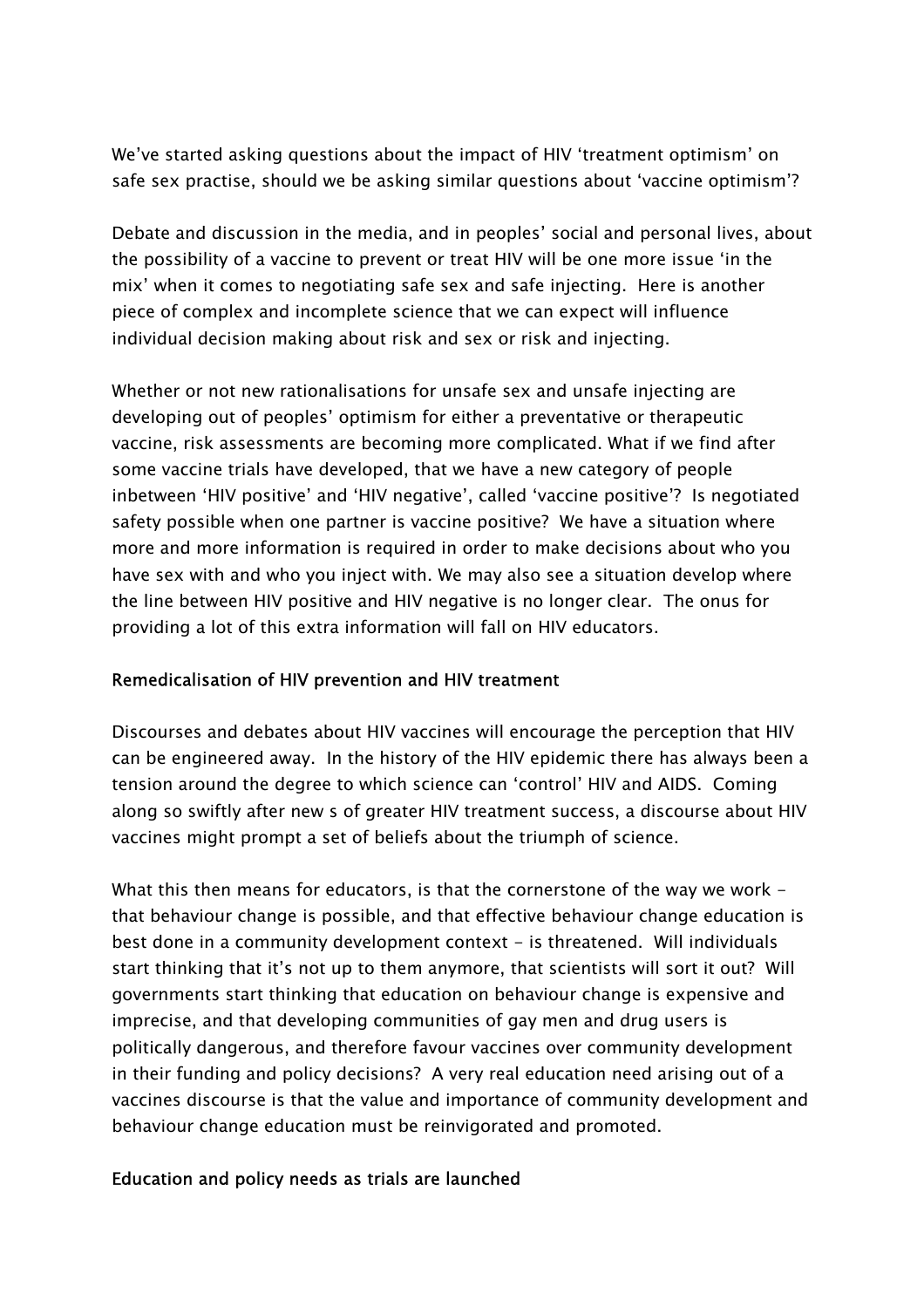We've started asking questions about the impact of HIV 'treatment optimism' on safe sex practise, should we be asking similar questions about 'vaccine optimism'?

Debate and discussion in the media, and in peoples' social and personal lives, about the possibility of a vaccine to prevent or treat HIV will be one more issue 'in the mix' when it comes to negotiating safe sex and safe injecting. Here is another piece of complex and incomplete science that we can expect will influence individual decision making about risk and sex or risk and injecting.

Whether or not new rationalisations for unsafe sex and unsafe injecting are developing out of peoples' optimism for either a preventative or therapeutic vaccine, risk assessments are becoming more complicated. What if we find after some vaccine trials have developed, that we have a new category of people inbetween 'HIV positive' and 'HIV negative', called 'vaccine positive'? Is negotiated safety possible when one partner is vaccine positive? We have a situation where more and more information is required in order to make decisions about who you have sex with and who you inject with. We may also see a situation develop where the line between HIV positive and HIV negative is no longer clear. The onus for providing a lot of this extra information will fall on HIV educators.

## Remedicalisation of HIV prevention and HIV treatment

Discourses and debates about HIV vaccines will encourage the perception that HIV can be engineered away. In the history of the HIV epidemic there has always been a tension around the degree to which science can 'control' HIV and AIDS. Coming along so swiftly after new s of greater HIV treatment success, a discourse about HIV vaccines might prompt a set of beliefs about the triumph of science.

What this then means for educators, is that the cornerstone of the way we work - that behaviour change is possible, and that effective behaviour change education is best done in a community development context - is threatened. Will individuals start thinking that it's not up to them anymore, that scientists will sort it out? Will governments start thinking that education on behaviour change is expensive and imprecise, and that developing communities of gay men and drug users is politically dangerous, and therefore favour vaccines over community development in their funding and policy decisions? A very real education need arising out of a vaccines discourse is that the value and importance of community development and behaviour change education must be reinvigorated and promoted.

## Education and policy needs as trials are launched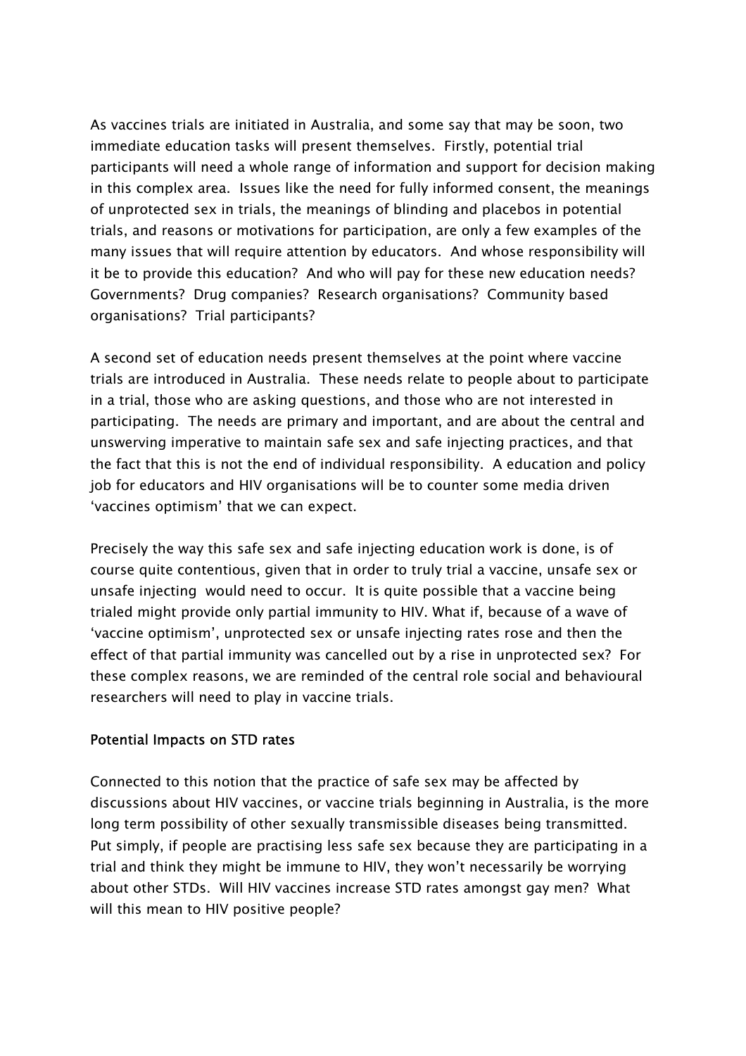As vaccines trials are initiated in Australia, and some say that may be soon, two immediate education tasks will present themselves. Firstly, potential trial participants will need a whole range of information and support for decision making in this complex area. Issues like the need for fully informed consent, the meanings of unprotected sex in trials, the meanings of blinding and placebos in potential trials, and reasons or motivations for participation, are only a few examples of the many issues that will require attention by educators. And whose responsibility will it be to provide this education? And who will pay for these new education needs? Governments? Drug companies? Research organisations? Community based organisations? Trial participants?

A second set of education needs present themselves at the point where vaccine trials are introduced in Australia. These needs relate to people about to participate in a trial, those who are asking questions, and those who are not interested in participating. The needs are primary and important, and are about the central and unswerving imperative to maintain safe sex and safe injecting practices, and that the fact that this is not the end of individual responsibility. A education and policy job for educators and HIV organisations will be to counter some media driven 'vaccines optimism' that we can expect.

Precisely the way this safe sex and safe injecting education work is done, is of course quite contentious, given that in order to truly trial a vaccine, unsafe sex or unsafe injecting would need to occur. It is quite possible that a vaccine being trialed might provide only partial immunity to HIV. What if, because of a wave of 'vaccine optimism', unprotected sex or unsafe injecting rates rose and then the effect of that partial immunity was cancelled out by a rise in unprotected sex? For these complex reasons, we are reminded of the central role social and behavioural researchers will need to play in vaccine trials.

## Potential Impacts on STD rates

Connected to this notion that the practice of safe sex may be affected by discussions about HIV vaccines, or vaccine trials beginning in Australia, is the more long term possibility of other sexually transmissible diseases being transmitted. Put simply, if people are practising less safe sex because they are participating in a trial and think they might be immune to HIV, they won't necessarily be worrying about other STDs. Will HIV vaccines increase STD rates amongst gay men? What will this mean to HIV positive people?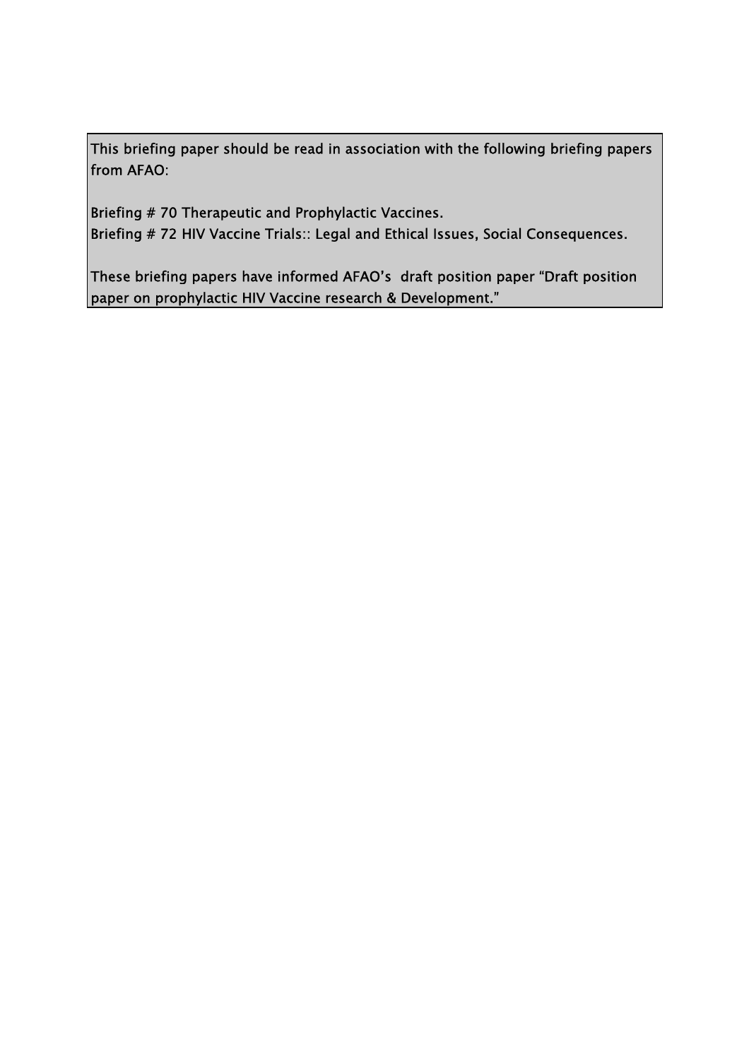This briefing paper should be read in association with the following briefing papers from AFAO:

Briefing # 70 Therapeutic and Prophylactic Vaccines.
Briefing # 72 HIV Vaccine Trials:: Legal and Ethical Issues, Social Consequences.

These briefing papers have informed AFAO's draft position paper "Draft position paper on prophylactic HIV Vaccine research & Development."